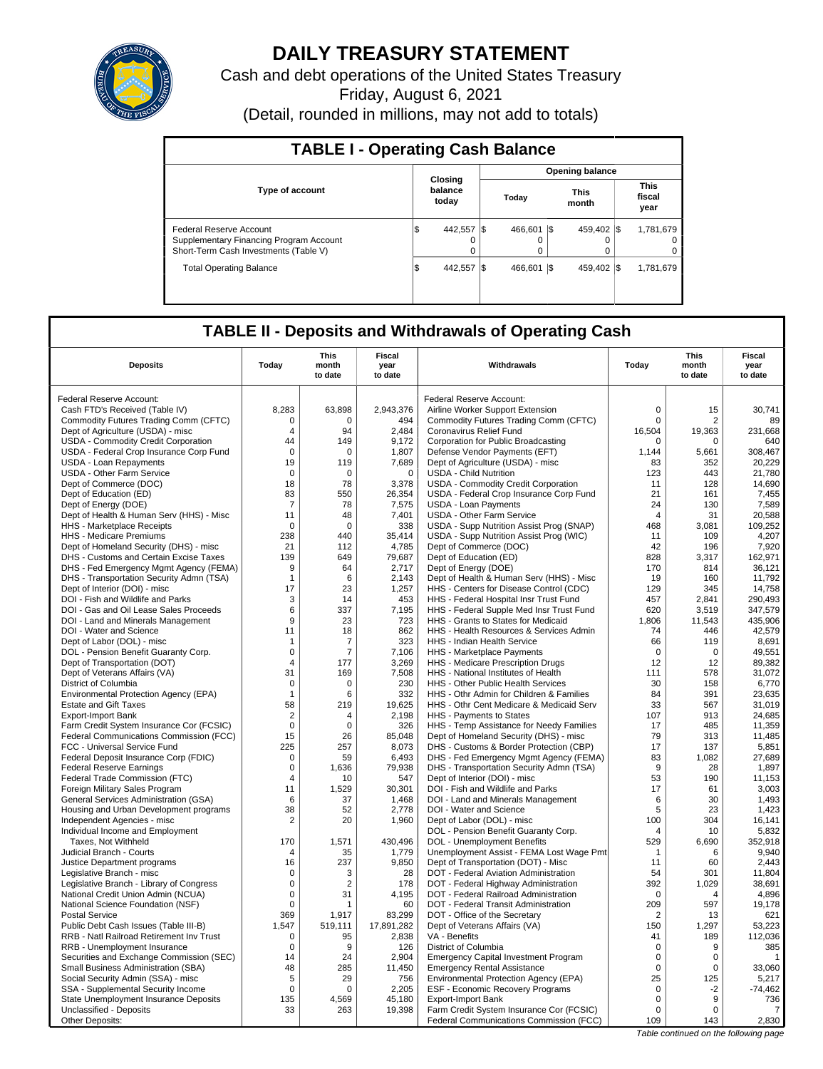# DAILY TREASURY STATEMENT

Cash and debt operations of the United States Treasury

Friday, August 6, 2021

(Detail, rounded in millions, may not add to totals)

## TABLE I - Operating Cash Balance

| Type of account | Closing balance today | Opening balance Today | Opening balance This month | Opening balance This fiscal year |
|---|---|---|---|---|
| Federal Reserve Account | $ 442,557 | $ 466,601 | $ 459,402 | $ 1,781,679 |
| Supplementary Financing Program Account | 0 | 0 | 0 | 0 |
| Short-Term Cash Investments (Table V) | 0 | 0 | 0 | 0 |
| Total Operating Balance | $ 442,557 | $ 466,601 | $ 459,402 | $ 1,781,679 |

## TABLE II - Deposits and Withdrawals of Operating Cash

| Deposits | Today | This month to date | Fiscal year to date | Withdrawals | Today | This month to date | Fiscal year to date |
|---|---|---|---|---|---|---|---|
| Federal Reserve Account: | | | | Federal Reserve Account: | | | |
| Cash FTD's Received (Table IV) | 8,283 | 63,898 | 2,943,376 | Airline Worker Support Extension | 0 | 15 | 30,741 |
| Commodity Futures Trading Comm (CFTC) | 0 | 0 | 494 | Commodity Futures Trading Comm (CFTC) | 0 | 2 | 89 |
| Dept of Agriculture (USDA) - misc | 4 | 94 | 2,484 | Coronavirus Relief Fund | 16,504 | 19,363 | 231,668 |
| USDA - Commodity Credit Corporation | 44 | 149 | 9,172 | Corporation for Public Broadcasting | 0 | 0 | 640 |
| USDA - Federal Crop Insurance Corp Fund | 0 | 0 | 1,807 | Defense Vendor Payments (EFT) | 1,144 | 5,661 | 308,467 |
| USDA - Loan Repayments | 19 | 119 | 7,689 | Dept of Agriculture (USDA) - misc | 83 | 352 | 20,229 |
| USDA - Other Farm Service | 0 | 0 | 0 | USDA - Child Nutrition | 123 | 443 | 21,780 |
| Dept of Commerce (DOC) | 18 | 78 | 3,378 | USDA - Commodity Credit Corporation | 11 | 128 | 14,690 |
| Dept of Education (ED) | 83 | 550 | 26,354 | USDA - Federal Crop Insurance Corp Fund | 21 | 161 | 7,455 |
| Dept of Energy (DOE) | 7 | 78 | 7,575 | USDA - Loan Payments | 24 | 130 | 7,589 |
| Dept of Health & Human Serv (HHS) - Misc | 11 | 48 | 7,401 | USDA - Other Farm Service | 4 | 31 | 20,588 |
| HHS - Marketplace Receipts | 0 | 0 | 338 | USDA - Supp Nutrition Assist Prog (SNAP) | 468 | 3,081 | 109,252 |
| HHS - Medicare Premiums | 238 | 440 | 35,414 | USDA - Supp Nutrition Assist Prog (WIC) | 11 | 109 | 4,207 |
| Dept of Homeland Security (DHS) - misc | 21 | 112 | 4,785 | Dept of Commerce (DOC) | 42 | 196 | 7,920 |
| DHS - Customs and Certain Excise Taxes | 139 | 649 | 79,687 | Dept of Education (ED) | 828 | 3,317 | 162,971 |
| DHS - Fed Emergency Mgmt Agency (FEMA) | 9 | 64 | 2,717 | Dept of Energy (DOE) | 170 | 814 | 36,121 |
| DHS - Transportation Security Admn (TSA) | 1 | 6 | 2,143 | Dept of Health & Human Serv (HHS) - Misc | 19 | 160 | 11,792 |
| Dept of Interior (DOI) - misc | 17 | 23 | 1,257 | HHS - Centers for Disease Control (CDC) | 129 | 345 | 14,758 |
| DOI - Fish and Wildlife and Parks | 3 | 14 | 453 | HHS - Federal Hospital Insr Trust Fund | 457 | 2,841 | 290,493 |
| DOI - Gas and Oil Lease Sales Proceeds | 6 | 337 | 7,195 | HHS - Federal Supple Med Insr Trust Fund | 620 | 3,519 | 347,579 |
| DOI - Land and Minerals Management | 9 | 23 | 723 | HHS - Grants to States for Medicaid | 1,806 | 11,543 | 435,906 |
| DOI - Water and Science | 11 | 18 | 862 | HHS - Health Resources & Services Admin | 74 | 446 | 42,579 |
| Dept of Labor (DOL) - misc | 1 | 7 | 323 | HHS - Indian Health Service | 66 | 119 | 8,691 |
| DOL - Pension Benefit Guaranty Corp. | 0 | 7 | 7,106 | HHS - Marketplace Payments | 0 | 0 | 49,551 |
| Dept of Transportation (DOT) | 4 | 177 | 3,269 | HHS - Medicare Prescription Drugs | 12 | 12 | 89,382 |
| Dept of Veterans Affairs (VA) | 31 | 169 | 7,508 | HHS - National Institutes of Health | 111 | 578 | 31,072 |
| District of Columbia | 0 | 0 | 230 | HHS - Other Public Health Services | 30 | 158 | 6,770 |
| Environmental Protection Agency (EPA) | 1 | 6 | 332 | HHS - Othr Admin for Children & Families | 84 | 391 | 23,635 |
| Estate and Gift Taxes | 58 | 219 | 19,625 | HHS - Othr Cent Medicare & Medicaid Serv | 33 | 567 | 31,019 |
| Export-Import Bank | 2 | 4 | 2,198 | HHS - Payments to States | 107 | 913 | 24,685 |
| Farm Credit System Insurance Cor (FCSIC) | 0 | 0 | 326 | HHS - Temp Assistance for Needy Families | 17 | 485 | 11,359 |
| Federal Communications Commission (FCC) | 15 | 26 | 85,048 | Dept of Homeland Security (DHS) - misc | 79 | 313 | 11,485 |
| FCC - Universal Service Fund | 225 | 257 | 8,073 | DHS - Customs & Border Protection (CBP) | 17 | 137 | 5,851 |
| Federal Deposit Insurance Corp (FDIC) | 0 | 59 | 6,493 | DHS - Fed Emergency Mgmt Agency (FEMA) | 83 | 1,082 | 27,689 |
| Federal Reserve Earnings | 0 | 1,636 | 79,938 | DHS - Transportation Security Admn (TSA) | 9 | 28 | 1,897 |
| Federal Trade Commission (FTC) | 4 | 10 | 547 | Dept of Interior (DOI) - misc | 53 | 190 | 11,153 |
| Foreign Military Sales Program | 11 | 1,529 | 30,301 | DOI - Fish and Wildlife and Parks | 17 | 61 | 3,003 |
| General Services Administration (GSA) | 6 | 37 | 1,468 | DOI - Land and Minerals Management | 6 | 30 | 1,493 |
| Housing and Urban Development programs | 38 | 52 | 2,778 | DOI - Water and Science | 5 | 23 | 1,423 |
| Independent Agencies - misc | 2 | 20 | 1,960 | Dept of Labor (DOL) - misc | 100 | 304 | 16,141 |
| Individual Income and Employment | | | | DOL - Pension Benefit Guaranty Corp. | 4 | 10 | 5,832 |
| Taxes, Not Withheld | 170 | 1,571 | 430,496 | DOL - Unemployment Benefits | 529 | 6,690 | 352,918 |
| Judicial Branch - Courts | 4 | 35 | 1,779 | Unemployment Assist - FEMA Lost Wage Pmt | 1 | 6 | 9,940 |
| Justice Department programs | 16 | 237 | 9,850 | Dept of Transportation (DOT) - Misc | 11 | 60 | 2,443 |
| Legislative Branch - misc | 0 | 3 | 28 | DOT - Federal Aviation Administration | 54 | 301 | 11,804 |
| Legislative Branch - Library of Congress | 0 | 2 | 178 | DOT - Federal Highway Administration | 392 | 1,029 | 38,691 |
| National Credit Union Admin (NCUA) | 0 | 31 | 4,195 | DOT - Federal Railroad Administration | 0 | 4 | 4,896 |
| National Science Foundation (NSF) | 0 | 1 | 60 | DOT - Federal Transit Administration | 209 | 597 | 19,178 |
| Postal Service | 369 | 1,917 | 83,299 | DOT - Office of the Secretary | 2 | 13 | 621 |
| Public Debt Cash Issues (Table III-B) | 1,547 | 519,111 | 17,891,282 | Dept of Veterans Affairs (VA) | 150 | 1,297 | 53,223 |
| RRB - Natl Railroad Retirement Inv Trust | 0 | 95 | 2,838 | VA - Benefits | 41 | 189 | 112,036 |
| RRB - Unemployment Insurance | 0 | 9 | 126 | District of Columbia | 0 | 9 | 385 |
| Securities and Exchange Commission (SEC) | 14 | 24 | 2,904 | Emergency Capital Investment Program | 0 | 0 | 1 |
| Small Business Administration (SBA) | 48 | 285 | 11,450 | Emergency Rental Assistance | 0 | 0 | 33,060 |
| Social Security Admin (SSA) - misc | 5 | 29 | 756 | Environmental Protection Agency (EPA) | 25 | 125 | 5,217 |
| SSA - Supplemental Security Income | 0 | 0 | 2,205 | ESF - Economic Recovery Programs | 0 | -2 | -74,462 |
| State Unemployment Insurance Deposits | 135 | 4,569 | 45,180 | Export-Import Bank | 0 | 9 | 736 |
| Unclassified - Deposits | 33 | 263 | 19,398 | Farm Credit System Insurance Cor (FCSIC) | 0 | 0 | 7 |
| Other Deposits: | | | | Federal Communications Commission (FCC) | 109 | 143 | 2,830 |

*Table continued on the following page*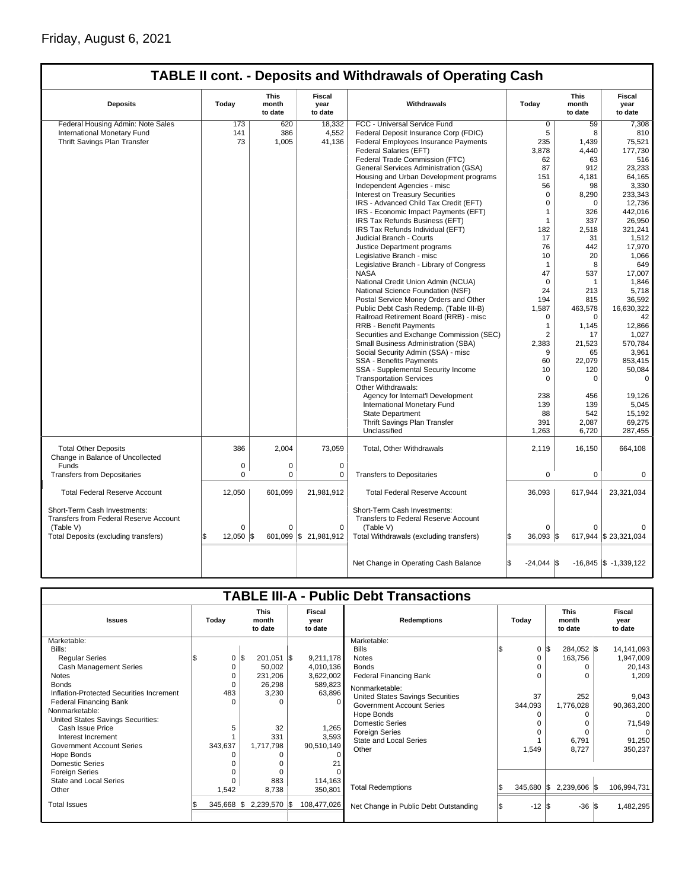Friday, August 6, 2021

## TABLE II cont. - Deposits and Withdrawals of Operating Cash

| Deposits | Today | This month to date | Fiscal year to date | Withdrawals | Today | This month to date | Fiscal year to date |
|---|---|---|---|---|---|---|---|
| Federal Housing Admin: Note Sales | 173 | 620 | 18,332 | FCC - Universal Service Fund | 0 | 59 | 7,308 |
| International Monetary Fund | 141 | 386 | 4,552 | Federal Deposit Insurance Corp (FDIC) | 5 | 8 | 810 |
| Thrift Savings Plan Transfer | 73 | 1,005 | 41,136 | Federal Employees Insurance Payments | 235 | 1,439 | 75,521 |
| | | | | Federal Salaries (EFT) | 3,878 | 4,440 | 177,730 |
| | | | | Federal Trade Commission (FTC) | 62 | 63 | 516 |
| | | | | General Services Administration (GSA) | 87 | 912 | 23,233 |
| | | | | Housing and Urban Development programs | 151 | 4,181 | 64,165 |
| | | | | Independent Agencies - misc | 56 | 98 | 3,330 |
| | | | | Interest on Treasury Securities | 0 | 8,290 | 233,343 |
| | | | | IRS - Advanced Child Tax Credit (EFT) | 0 | 0 | 12,736 |
| | | | | IRS - Economic Impact Payments (EFT) | 1 | 326 | 442,016 |
| | | | | IRS Tax Refunds Business (EFT) | 1 | 337 | 26,950 |
| | | | | IRS Tax Refunds Individual (EFT) | 182 | 2,518 | 321,241 |
| | | | | Judicial Branch - Courts | 17 | 31 | 1,512 |
| | | | | Justice Department programs | 76 | 442 | 17,970 |
| | | | | Legislative Branch - misc | 10 | 20 | 1,066 |
| | | | | Legislative Branch - Library of Congress | 1 | 8 | 649 |
| | | | | NASA | 47 | 537 | 17,007 |
| | | | | National Credit Union Admin (NCUA) | 0 | 1 | 1,846 |
| | | | | National Science Foundation (NSF) | 24 | 213 | 5,718 |
| | | | | Postal Service Money Orders and Other | 194 | 815 | 36,592 |
| | | | | Public Debt Cash Redemp. (Table III-B) | 1,587 | 463,578 | 16,630,322 |
| | | | | Railroad Retirement Board (RRB) - misc | 0 | 0 | 42 |
| | | | | RRB - Benefit Payments | 1 | 1,145 | 12,866 |
| | | | | Securities and Exchange Commission (SEC) | 2 | 17 | 1,027 |
| | | | | Small Business Administration (SBA) | 2,383 | 21,523 | 570,784 |
| | | | | Social Security Admin (SSA) - misc | 9 | 65 | 3,961 |
| | | | | SSA - Benefits Payments | 60 | 22,079 | 853,415 |
| | | | | SSA - Supplemental Security Income | 10 | 120 | 50,084 |
| | | | | Transportation Services | 0 | 0 | 0 |
| | | | | Other Withdrawals: | | | |
| | | | | Agency for Internat'l Development | 238 | 456 | 19,126 |
| | | | | International Monetary Fund | 139 | 139 | 5,045 |
| | | | | State Department | 88 | 542 | 15,192 |
| | | | | Thrift Savings Plan Transfer | 391 | 2,087 | 69,275 |
| | | | | Unclassified | 1,263 | 6,720 | 287,455 |
| Total Other Deposits | 386 | 2,004 | 73,059 | Total, Other Withdrawals | 2,119 | 16,150 | 664,108 |
| Change in Balance of Uncollected Funds | 0 | 0 | 0 | | | | |
| Transfers from Depositaries | 0 | 0 | 0 | Transfers to Depositaries | 0 | 0 | 0 |
| Total Federal Reserve Account | 12,050 | 601,099 | 21,981,912 | Total Federal Reserve Account | 36,093 | 617,944 | 23,321,034 |
| Short-Term Cash Investments: Transfers from Federal Reserve Account (Table V) | 0 | 0 | 0 | Short-Term Cash Investments: Transfers to Federal Reserve Account (Table V) | 0 | 0 | 0 |
| Total Deposits (excluding transfers) | $ 12,050 | $ 601,099 | $ 21,981,912 | Total Withdrawals (excluding transfers) | $ 36,093 | $ 617,944 | $ 23,321,034 |
| | | | | Net Change in Operating Cash Balance | $ -24,044 | $ -16,845 | $ -1,339,122 |

## TABLE III-A - Public Debt Transactions

| Issues | Today | This month to date | Fiscal year to date | Redemptions | Today | This month to date | Fiscal year to date |
|---|---|---|---|---|---|---|---|
| Marketable: | | | | Marketable: | | | |
| Bills: | | | | Bills | $ 0 | $ 284,052 | $ 14,141,093 |
| Regular Series | $ 0 | $ 201,051 | $ 9,211,178 | Notes | 0 | 163,756 | 1,947,009 |
| Cash Management Series | 0 | 50,002 | 4,010,136 | Bonds | 0 | 0 | 20,143 |
| Notes | 0 | 231,206 | 3,622,002 | Federal Financing Bank | 0 | 0 | 1,209 |
| Bonds | 0 | 26,298 | 589,823 | Nonmarketable: | | | |
| Inflation-Protected Securities Increment | 483 | 3,230 | 63,896 | United States Savings Securities | 37 | 252 | 9,043 |
| Federal Financing Bank | 0 | 0 | 0 | Government Account Series | 344,093 | 1,776,028 | 90,363,200 |
| Nonmarketable: | | | | Hope Bonds | 0 | 0 | 0 |
| United States Savings Securities: | | | | Domestic Series | 0 | 0 | 71,549 |
| Cash Issue Price | 5 | 32 | 1,265 | Foreign Series | 0 | 0 | 0 |
| Interest Increment | 1 | 331 | 3,593 | State and Local Series | 1 | 6,791 | 91,250 |
| Government Account Series | 343,637 | 1,717,798 | 90,510,149 | Other | 1,549 | 8,727 | 350,237 |
| Hope Bonds | 0 | 0 | 0 | | | | |
| Domestic Series | 0 | 0 | 21 | | | | |
| Foreign Series | 0 | 0 | 0 | | | | |
| State and Local Series | 0 | 883 | 114,163 | | | | |
| Other | 1,542 | 8,738 | 350,801 | Total Redemptions | $ 345,680 | $ 2,239,606 | $ 106,994,731 |
| Total Issues | $ 345,668 | $ 2,239,570 | $ 108,477,026 | Net Change in Public Debt Outstanding | $ -12 | $ -36 | $ 1,482,295 |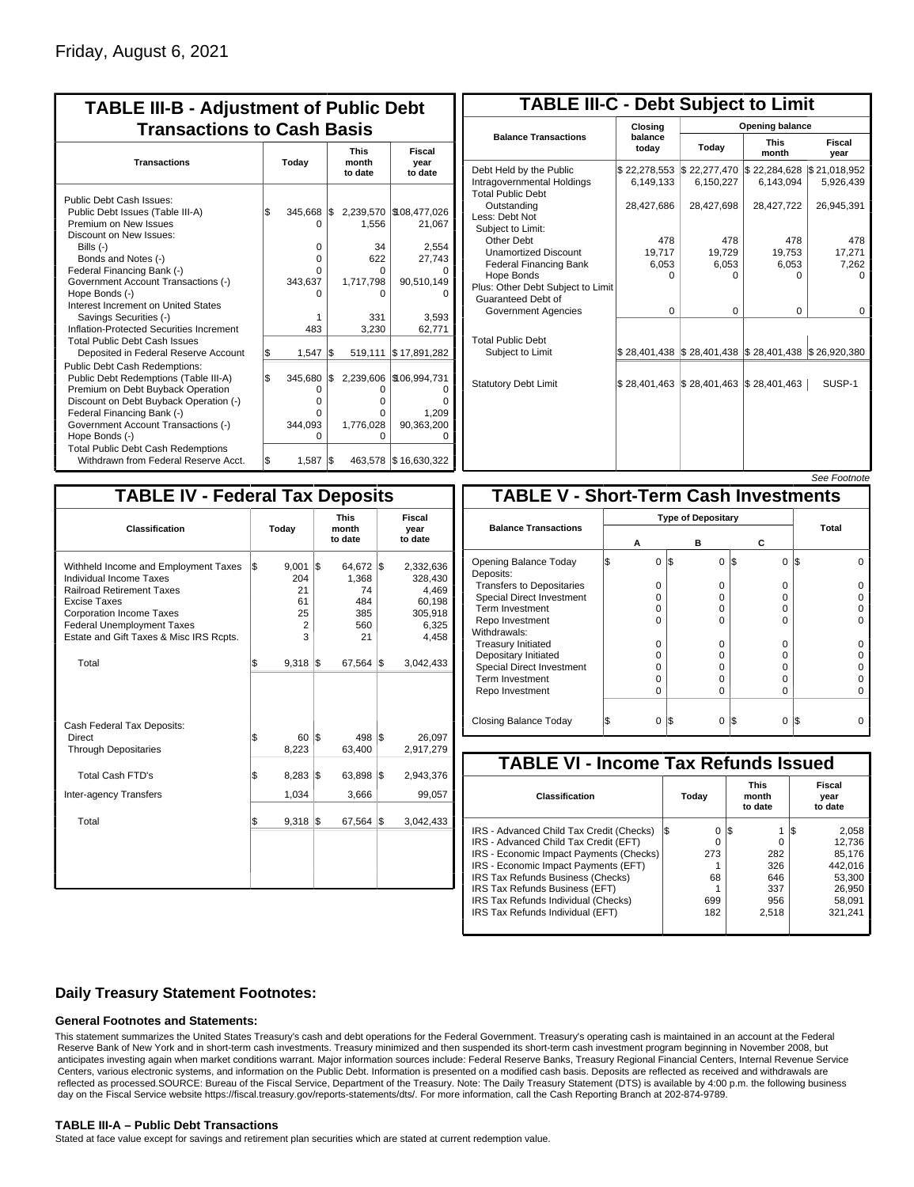Friday, August 6, 2021

## TABLE III-B - Adjustment of Public Debt Transactions to Cash Basis

| Transactions | Today | This month to date | Fiscal year to date |
|---|---|---|---|
| Public Debt Cash Issues: | | | |
| Public Debt Issues (Table III-A) | $ 345,668 | $ 2,239,570 | $18,477,026 |
| Premium on New Issues | 0 | 1,556 | 21,067 |
| Discount on New Issues: | | | |
| Bills (-) | 0 | 34 | 2,554 |
| Bonds and Notes (-) | 0 | 622 | 27,743 |
| Federal Financing Bank (-) | 0 | 0 | 0 |
| Government Account Transactions (-) | 343,637 | 1,717,798 | 90,510,149 |
| Hope Bonds (-) | 0 | 0 | 0 |
| Interest Increment on United States Savings Securities (-) | 1 | 331 | 3,593 |
| Inflation-Protected Securities Increment | 483 | 3,230 | 62,771 |
| Total Public Debt Cash Issues Deposited in Federal Reserve Account | $ 1,547 | $ 519,111 | $ 17,891,282 |
| Public Debt Cash Redemptions: | | | |
| Public Debt Redemptions (Table III-A) | $ 345,680 | $ 2,239,606 | $106,994,731 |
| Premium on Debt Buyback Operation | 0 | 0 | 0 |
| Discount on Debt Buyback Operation (-) | 0 | 0 | 0 |
| Federal Financing Bank (-) | 0 | 0 | 1,209 |
| Government Account Transactions (-) | 344,093 | 1,776,028 | 90,363,200 |
| Hope Bonds (-) | 0 | 0 | 0 |
| Total Public Debt Cash Redemptions Withdrawn from Federal Reserve Acct. | $ 1,587 | $ 463,578 | $ 16,630,322 |

## TABLE III-C - Debt Subject to Limit

| Balance Transactions | Closing balance today | Opening balance Today | Opening balance This month | Opening balance Fiscal year |
|---|---|---|---|---|
| Debt Held by the Public | $ 22,278,553 | $ 22,277,470 | $ 22,284,628 | $ 21,018,952 |
| Intragovernmental Holdings | 6,149,133 | 6,150,227 | 6,143,094 | 5,926,439 |
| Total Public Debt Outstanding | 28,427,686 | 28,427,698 | 28,427,722 | 26,945,391 |
| Less: Debt Not Subject to Limit: | | | | |
| Other Debt | 478 | 478 | 478 | 478 |
| Unamortized Discount | 19,717 | 19,729 | 19,753 | 17,271 |
| Federal Financing Bank | 6,053 | 6,053 | 6,053 | 7,262 |
| Hope Bonds | 0 | 0 | 0 | 0 |
| Plus: Other Debt Subject to Limit Guaranteed Debt of Government Agencies | 0 | 0 | 0 | 0 |
| Total Public Debt Subject to Limit | $ 28,401,438 | $ 28,401,438 | $ 28,401,438 | $ 26,920,380 |
| Statutory Debt Limit | $ 28,401,463 | $ 28,401,463 | $ 28,401,463 | SUSP-1 |

See Footnote

## TABLE IV - Federal Tax Deposits

| Classification | Today | This month to date | Fiscal year to date |
|---|---|---|---|
| Withheld Income and Employment Taxes | $ 9,001 | $ 64,672 | $ 2,332,636 |
| Individual Income Taxes | 204 | 1,368 | 328,430 |
| Railroad Retirement Taxes | 21 | 74 | 4,469 |
| Excise Taxes | 61 | 484 | 60,198 |
| Corporation Income Taxes | 25 | 385 | 305,918 |
| Federal Unemployment Taxes | 2 | 560 | 6,325 |
| Estate and Gift Taxes & Misc IRS Rcpts. | 3 | 21 | 4,458 |
| Total | $ 9,318 | $ 67,564 | $ 3,042,433 |
| Cash Federal Tax Deposits: | | | |
| Direct | $ 60 | $ 498 | $ 26,097 |
| Through Depositaries | 8,223 | 63,400 | 2,917,279 |
| Total Cash FTD's | $ 8,283 | $ 63,898 | $ 2,943,376 |
| Inter-agency Transfers | 1,034 | 3,666 | 99,057 |
| Total | $ 9,318 | $ 67,564 | $ 3,042,433 |

## TABLE V - Short-Term Cash Investments

| Balance Transactions | Type of Depositary A | B | C | Total |
|---|---|---|---|---|
| Opening Balance Today | $ 0 | $ 0 | $ 0 | $ 0 |
| Deposits: | | | | |
| Transfers to Depositaries | 0 | 0 | 0 | 0 |
| Special Direct Investment | 0 | 0 | 0 | 0 |
| Term Investment | 0 | 0 | 0 | 0 |
| Repo Investment | 0 | 0 | 0 | 0 |
| Withdrawals: | | | | |
| Treasury Initiated | 0 | 0 | 0 | 0 |
| Depositary Initiated | 0 | 0 | 0 | 0 |
| Special Direct Investment | 0 | 0 | 0 | 0 |
| Term Investment | 0 | 0 | 0 | 0 |
| Repo Investment | 0 | 0 | 0 | 0 |
| Closing Balance Today | $ 0 | $ 0 | $ 0 | $ 0 |

## TABLE VI - Income Tax Refunds Issued

| Classification | Today | This month to date | Fiscal year to date |
|---|---|---|---|
| IRS - Advanced Child Tax Credit (Checks) | $ 0 | $ 1 | $ 2,058 |
| IRS - Advanced Child Tax Credit (EFT) | 0 | 0 | 12,736 |
| IRS - Economic Impact Payments (Checks) | 273 | 282 | 85,176 |
| IRS - Economic Impact Payments (EFT) | 1 | 326 | 442,016 |
| IRS Tax Refunds Business (Checks) | 68 | 646 | 53,300 |
| IRS Tax Refunds Business (EFT) | 1 | 337 | 26,950 |
| IRS Tax Refunds Individual (Checks) | 699 | 956 | 58,091 |
| IRS Tax Refunds Individual (EFT) | 182 | 2,518 | 321,241 |

## Daily Treasury Statement Footnotes:

### General Footnotes and Statements:

This statement summarizes the United States Treasury's cash and debt operations for the Federal Government. Treasury's operating cash is maintained in an account at the Federal Reserve Bank of New York and in short-term cash investments. Treasury minimized and then suspended its short-term cash investment program beginning in November 2008, but anticipates investing again when market conditions warrant. Major information sources include: Federal Reserve Banks, Treasury Regional Financial Centers, Internal Revenue Service Centers, various electronic systems, and information on the Public Debt. Information is presented on a modified cash basis. Deposits are reflected as received and withdrawals are reflected as processed.SOURCE: Bureau of the Fiscal Service, Department of the Treasury. Note: The Daily Treasury Statement (DTS) is available by 4:00 p.m. the following business day on the Fiscal Service website https://fiscal.treasury.gov/reports-statements/dts/. For more information, call the Cash Reporting Branch at 202-874-9789.

### TABLE III-A – Public Debt Transactions

Stated at face value except for savings and retirement plan securities which are stated at current redemption value.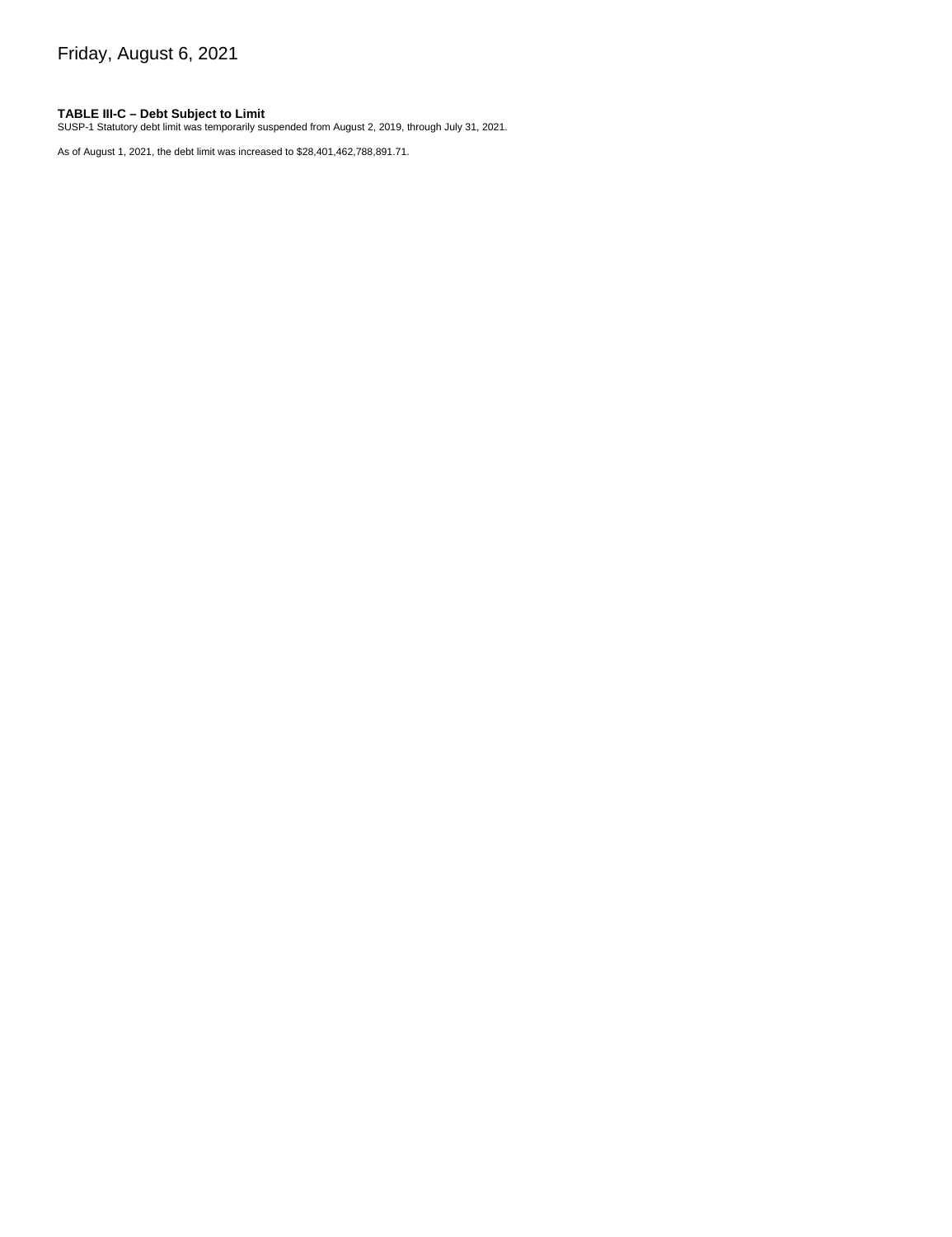Friday, August 6, 2021

**TABLE III-C – Debt Subject to Limit**

SUSP-1 Statutory debt limit was temporarily suspended from August 2, 2019, through July 31, 2021.

As of August 1, 2021, the debt limit was increased to $28,401,462,788,891.71.